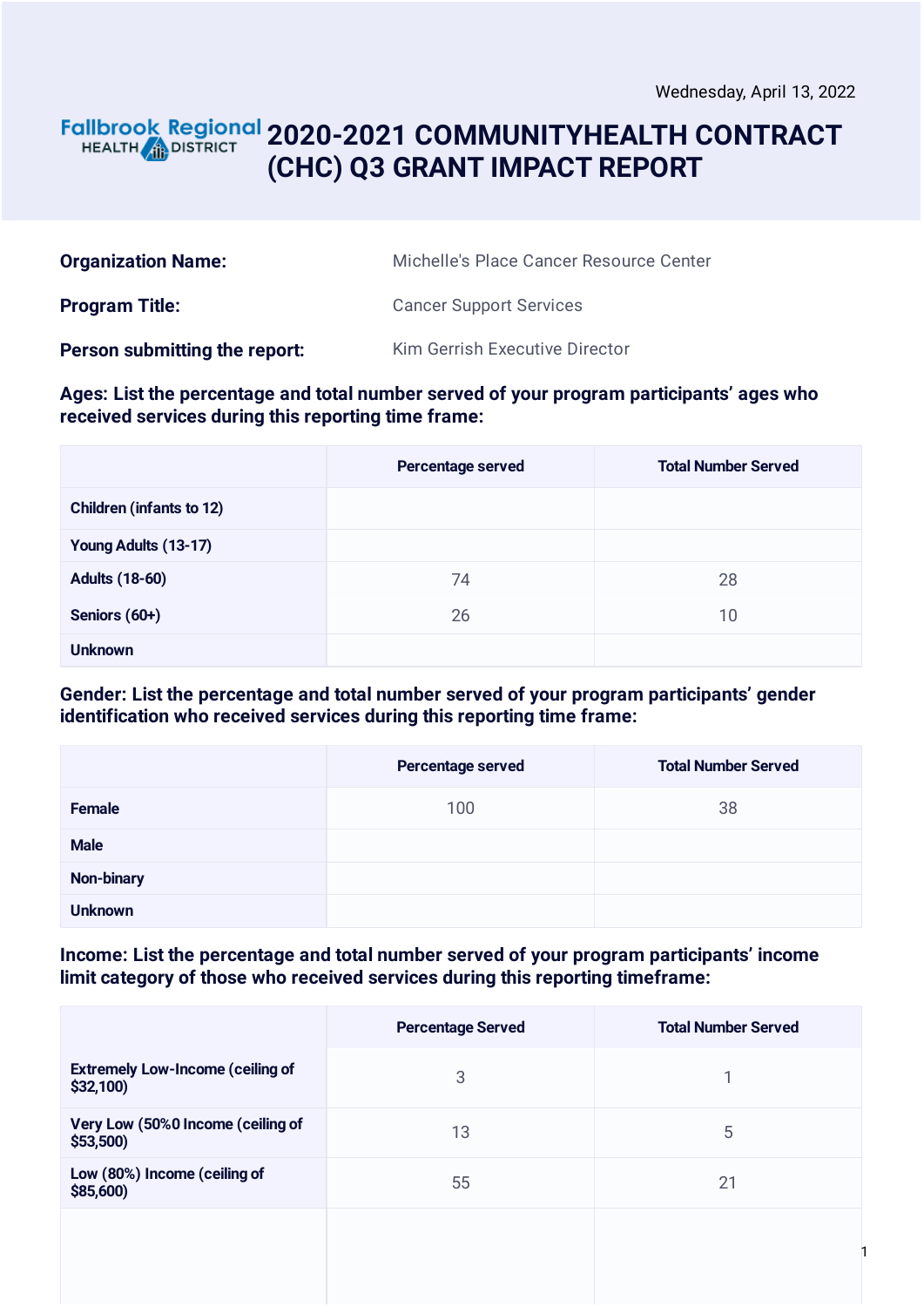Wednesday, April 13, 2022

Fallbrook Regional HEALTH DISTRICT

# 2020-2021 COMMUNITYHEALTH CONTRACT (CHC) Q3 GRANT IMPACT REPORT

**Organization Name:** Michelle's Place Cancer Resource Center

**Program Title:** Cancer Support Services

**Person submitting the report:** Kim Gerrish Executive Director

**Ages: List the percentage and total number served of your program participants' ages who received services during this reporting time frame:**

| | Percentage served | Total Number Served |
|---|---|---|
| Children (infants to 12) | | |
| Young Adults (13-17) | | |
| Adults (18-60) | 74 | 28 |
| Seniors (60+) | 26 | 10 |
| Unknown | | |

**Gender: List the percentage and total number served of your program participants' gender identification who received services during this reporting time frame:**

| | Percentage served | Total Number Served |
|---|---|---|
| Female | 100 | 38 |
| Male | | |
| Non-binary | | |
| Unknown | | |

**Income: List the percentage and total number served of your program participants' income limit category of those who received services during this reporting timeframe:**

| | Percentage Served | Total Number Served |
|---|---|---|
| Extremely Low-Income (ceiling of $32,100) | 3 | 1 |
| Very Low (50%0 Income (ceiling of $53,500) | 13 | 5 |
| Low (80%) Income (ceiling of $85,600) | 55 | 21 |
| | | |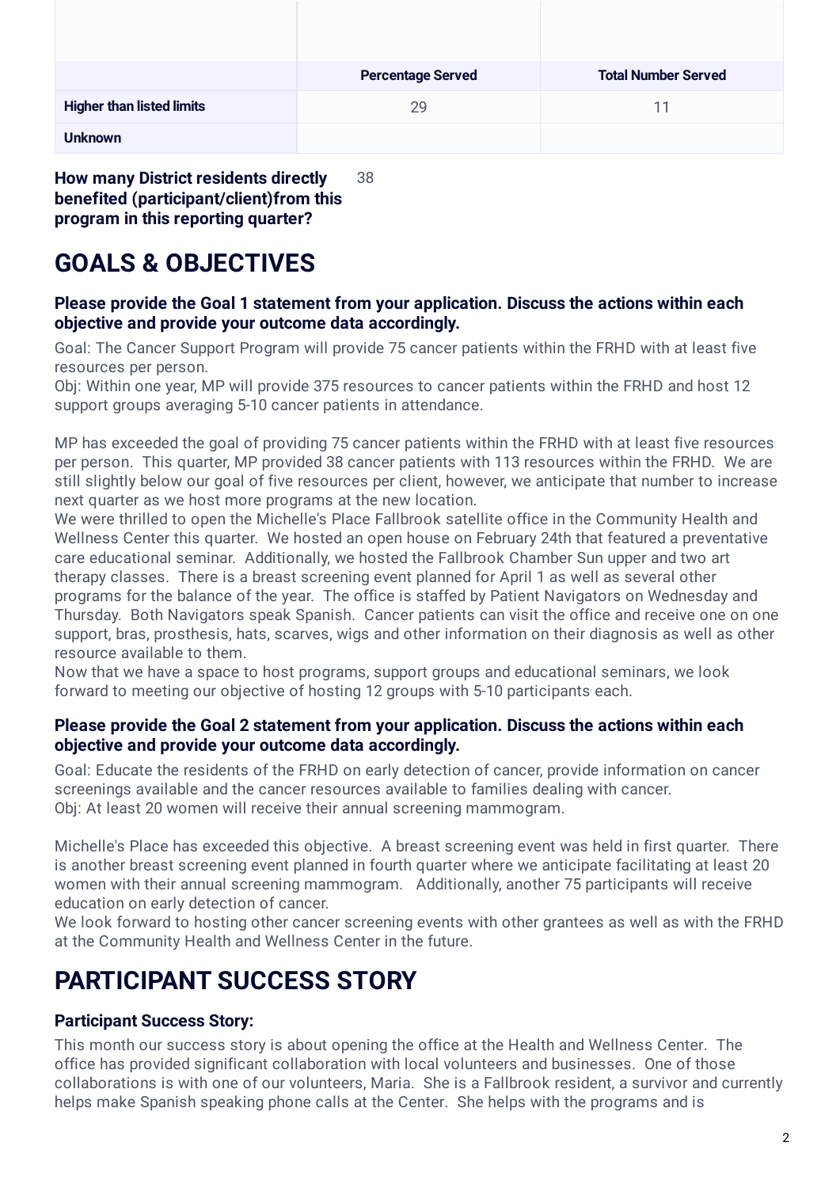| | Percentage Served | Total Number Served |
|---|---|---|
| **Higher than listed limits** | 29 | 11 |
| **Unknown** | | |

**How many District residents directly benefited (participant/client)from this program in this reporting quarter?** 38

# GOALS & OBJECTIVES

### Please provide the Goal 1 statement from your application. Discuss the actions within each objective and provide your outcome data accordingly.

Goal: The Cancer Support Program will provide 75 cancer patients within the FRHD with at least five resources per person.
Obj: Within one year, MP will provide 375 resources to cancer patients within the FRHD and host 12 support groups averaging 5-10 cancer patients in attendance.

MP has exceeded the goal of providing 75 cancer patients within the FRHD with at least five resources per person. This quarter, MP provided 38 cancer patients with 113 resources within the FRHD. We are still slightly below our goal of five resources per client, however, we anticipate that number to increase next quarter as we host more programs at the new location.
We were thrilled to open the Michelle's Place Fallbrook satellite office in the Community Health and Wellness Center this quarter. We hosted an open house on February 24th that featured a preventative care educational seminar. Additionally, we hosted the Fallbrook Chamber Sun upper and two art therapy classes. There is a breast screening event planned for April 1 as well as several other programs for the balance of the year. The office is staffed by Patient Navigators on Wednesday and Thursday. Both Navigators speak Spanish. Cancer patients can visit the office and receive one on one support, bras, prosthesis, hats, scarves, wigs and other information on their diagnosis as well as other resource available to them.
Now that we have a space to host programs, support groups and educational seminars, we look forward to meeting our objective of hosting 12 groups with 5-10 participants each.

### Please provide the Goal 2 statement from your application. Discuss the actions within each objective and provide your outcome data accordingly.

Goal: Educate the residents of the FRHD on early detection of cancer, provide information on cancer screenings available and the cancer resources available to families dealing with cancer.
Obj: At least 20 women will receive their annual screening mammogram.

Michelle's Place has exceeded this objective. A breast screening event was held in first quarter. There is another breast screening event planned in fourth quarter where we anticipate facilitating at least 20 women with their annual screening mammogram. Additionally, another 75 participants will receive education on early detection of cancer.
We look forward to hosting other cancer screening events with other grantees as well as with the FRHD at the Community Health and Wellness Center in the future.

# PARTICIPANT SUCCESS STORY

### Participant Success Story:

This month our success story is about opening the office at the Health and Wellness Center. The office has provided significant collaboration with local volunteers and businesses. One of those collaborations is with one of our volunteers, Maria. She is a Fallbrook resident, a survivor and currently helps make Spanish speaking phone calls at the Center. She helps with the programs and is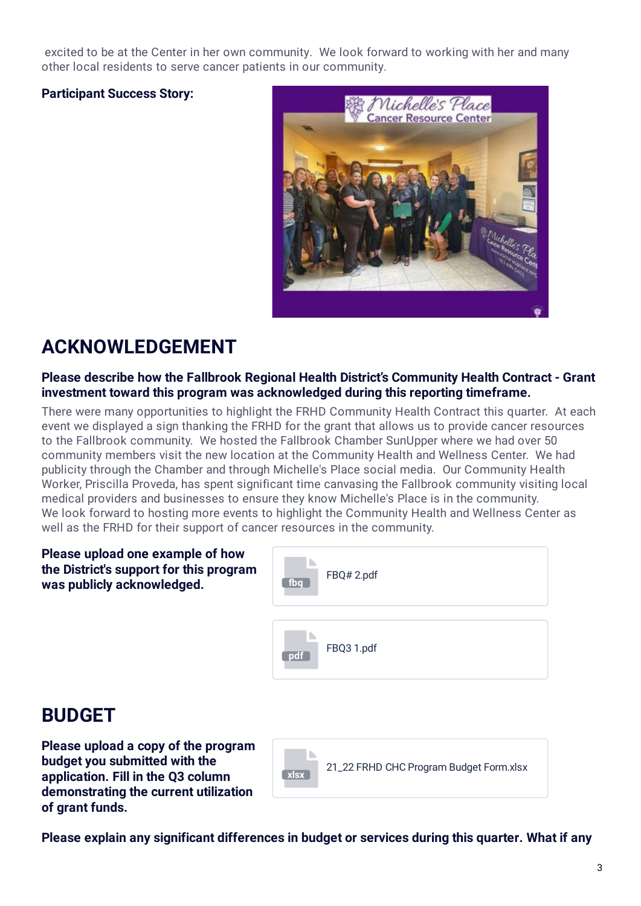excited to be at the Center in her own community. We look forward to working with her and many other local residents to serve cancer patients in our community.

**Participant Success Story:**

## ACKNOWLEDGEMENT

**Please describe how the Fallbrook Regional Health District's Community Health Contract - Grant investment toward this program was acknowledged during this reporting timeframe.**

There were many opportunities to highlight the FRHD Community Health Contract this quarter. At each event we displayed a sign thanking the FRHD for the grant that allows us to provide cancer resources to the Fallbrook community. We hosted the Fallbrook Chamber SunUpper where we had over 50 community members visit the new location at the Community Health and Wellness Center. We had publicity through the Chamber and through Michelle's Place social media. Our Community Health Worker, Priscilla Proveda, has spent significant time canvasing the Fallbrook community visiting local medical providers and businesses to ensure they know Michelle's Place is in the community.
We look forward to hosting more events to highlight the Community Health and Wellness Center as well as the FRHD for their support of cancer resources in the community.

**Please upload one example of how the District's support for this program was publicly acknowledged.**

FBQ# 2.pdf

FBQ3 1.pdf

## BUDGET

**Please upload a copy of the program budget you submitted with the application. Fill in the Q3 column demonstrating the current utilization of grant funds.**

21_22 FRHD CHC Program Budget Form.xlsx

**Please explain any significant differences in budget or services during this quarter. What if any**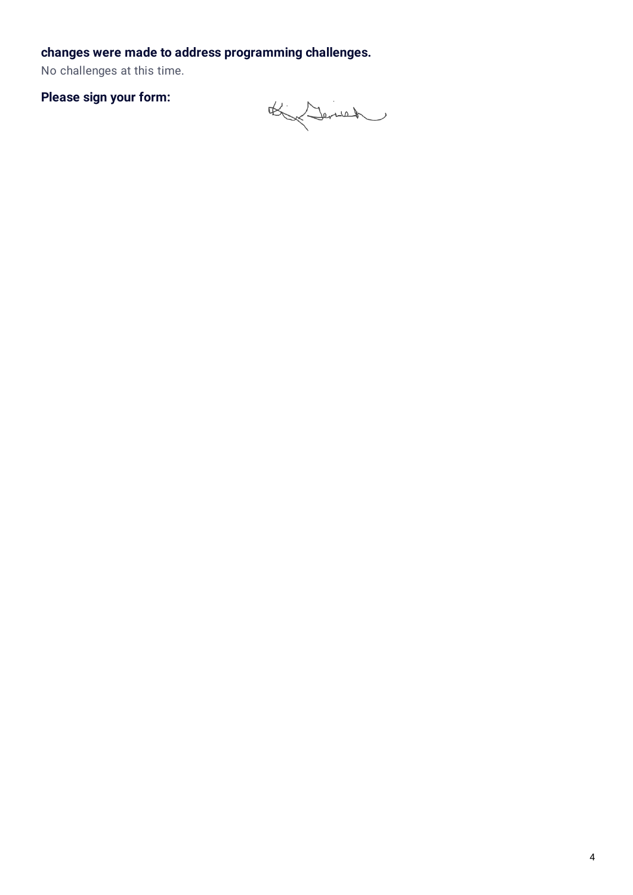**changes were made to address programming challenges.**

No challenges at this time.

**Please sign your form:**